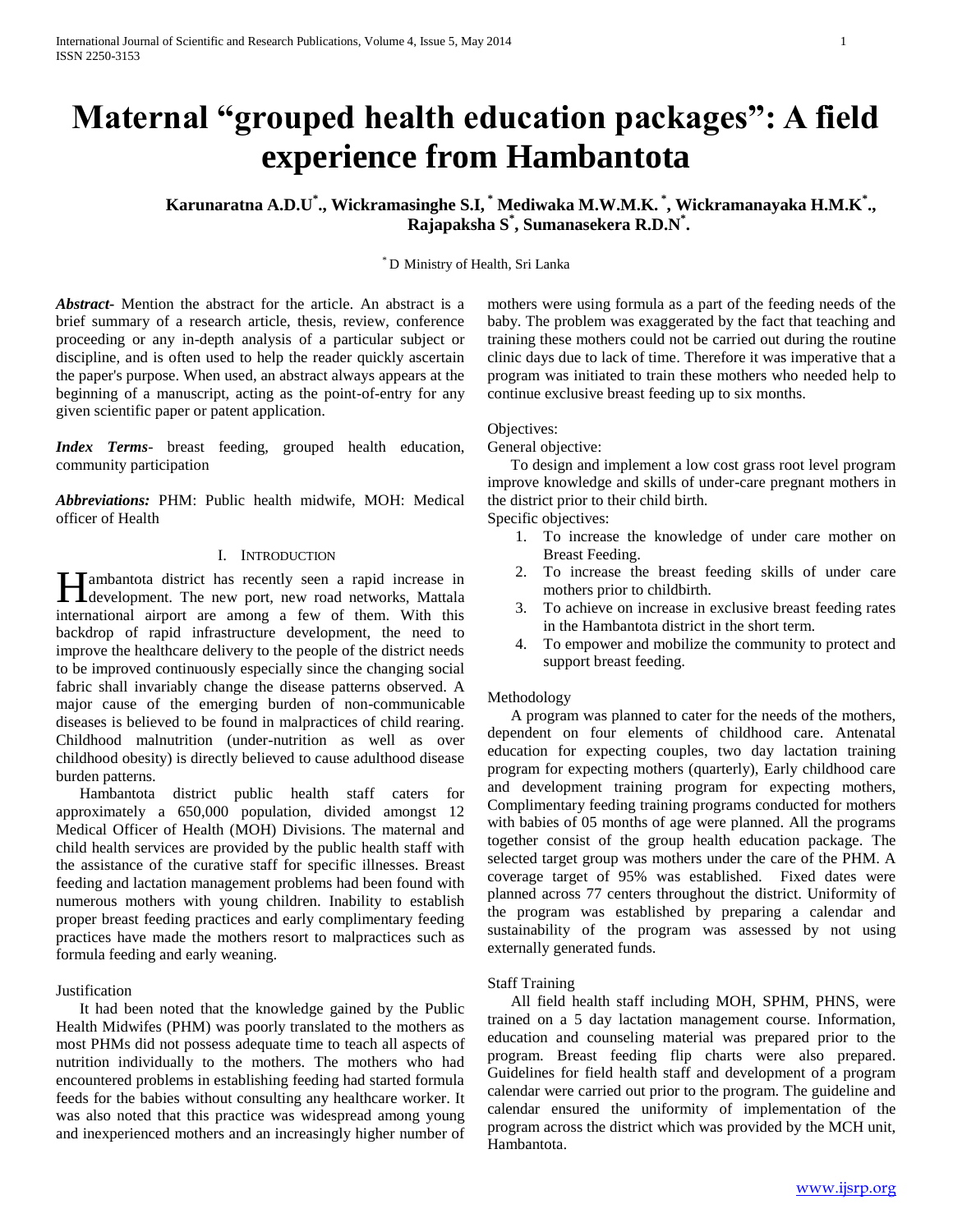# Maternal "grouped health education packages": A field experience from Hambantota

**Karunaratna A.D.U[*]., Wickramasinghe S.I,[*] Mediwaka M.W.M.K.[*], Wickramanayaka H.M.K[*]., Rajapaksha S[*], Sumanasekera R.D.N[*].**

[*] D Ministry of Health, Sri Lanka

***Abstract***- Mention the abstract for the article. An abstract is a brief summary of a research article, thesis, review, conference proceeding or any in-depth analysis of a particular subject or discipline, and is often used to help the reader quickly ascertain the paper's purpose. When used, an abstract always appears at the beginning of a manuscript, acting as the point-of-entry for any given scientific paper or patent application.

***Index Terms***- breast feeding, grouped health education, community participation

***Abbreviations:*** PHM: Public health midwife, MOH: Medical officer of Health

## I. Introduction

Hambantota district has recently seen a rapid increase in development. The new port, new road networks, Mattala international airport are among a few of them. With this backdrop of rapid infrastructure development, the need to improve the healthcare delivery to the people of the district needs to be improved continuously especially since the changing social fabric shall invariably change the disease patterns observed. A major cause of the emerging burden of non-communicable diseases is believed to be found in malpractices of child rearing. Childhood malnutrition (under-nutrition as well as over childhood obesity) is directly believed to cause adulthood disease burden patterns.

Hambantota district public health staff caters for approximately a 650,000 population, divided amongst 12 Medical Officer of Health (MOH) Divisions. The maternal and child health services are provided by the public health staff with the assistance of the curative staff for specific illnesses. Breast feeding and lactation management problems had been found with numerous mothers with young children. Inability to establish proper breast feeding practices and early complimentary feeding practices have made the mothers resort to malpractices such as formula feeding and early weaning.

Justification

It had been noted that the knowledge gained by the Public Health Midwifes (PHM) was poorly translated to the mothers as most PHMs did not possess adequate time to teach all aspects of nutrition individually to the mothers. The mothers who had encountered problems in establishing feeding had started formula feeds for the babies without consulting any healthcare worker. It was also noted that this practice was widespread among young and inexperienced mothers and an increasingly higher number of mothers were using formula as a part of the feeding needs of the baby. The problem was exaggerated by the fact that teaching and training these mothers could not be carried out during the routine clinic days due to lack of time. Therefore it was imperative that a program was initiated to train these mothers who needed help to continue exclusive breast feeding up to six months.

Objectives:

General objective:

To design and implement a low cost grass root level program improve knowledge and skills of under-care pregnant mothers in the district prior to their child birth.

Specific objectives:

1. To increase the knowledge of under care mother on Breast Feeding.
2. To increase the breast feeding skills of under care mothers prior to childbirth.
3. To achieve on increase in exclusive breast feeding rates in the Hambantota district in the short term.
4. To empower and mobilize the community to protect and support breast feeding.

Methodology

A program was planned to cater for the needs of the mothers, dependent on four elements of childhood care. Antenatal education for expecting couples, two day lactation training program for expecting mothers (quarterly), Early childhood care and development training program for expecting mothers, Complimentary feeding training programs conducted for mothers with babies of 05 months of age were planned. All the programs together consist of the group health education package. The selected target group was mothers under the care of the PHM. A coverage target of 95% was established. Fixed dates were planned across 77 centers throughout the district. Uniformity of the program was established by preparing a calendar and sustainability of the program was assessed by not using externally generated funds.

Staff Training

All field health staff including MOH, SPHM, PHNS, were trained on a 5 day lactation management course. Information, education and counseling material was prepared prior to the program. Breast feeding flip charts were also prepared. Guidelines for field health staff and development of a program calendar were carried out prior to the program. The guideline and calendar ensured the uniformity of implementation of the program across the district which was provided by the MCH unit, Hambantota.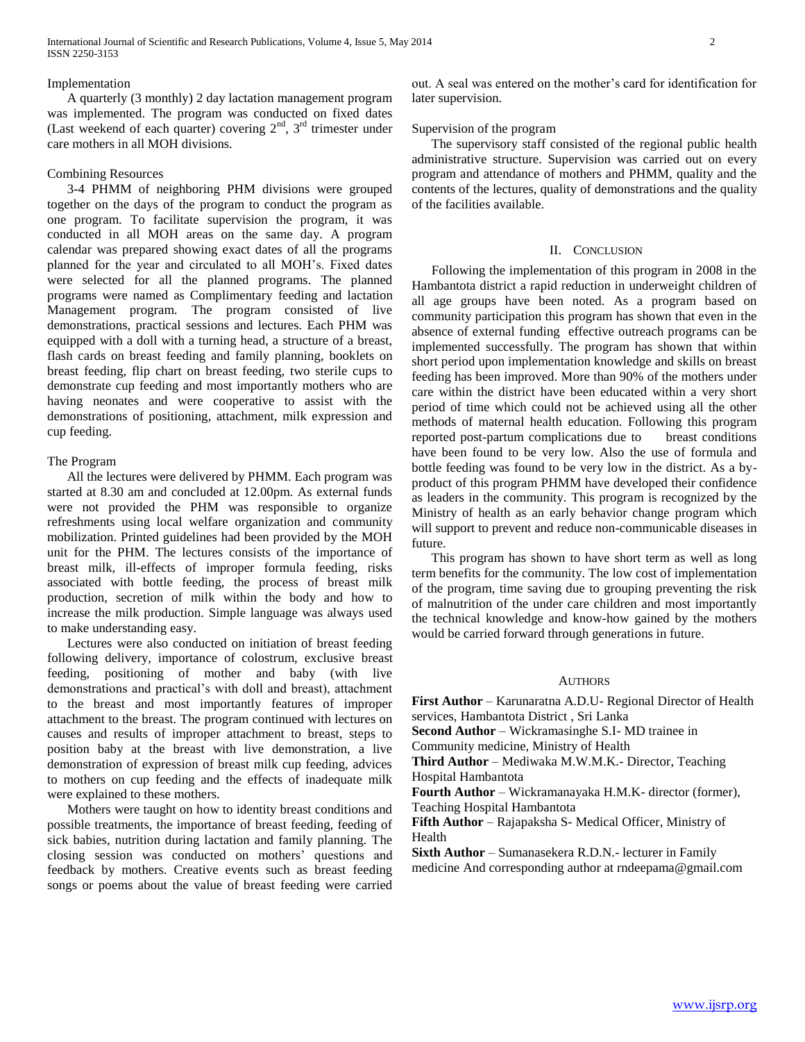Implementation

A quarterly (3 monthly) 2 day lactation management program was implemented. The program was conducted on fixed dates (Last weekend of each quarter) covering 2nd, 3rd trimester under care mothers in all MOH divisions.

Combining Resources

3-4 PHMM of neighboring PHM divisions were grouped together on the days of the program to conduct the program as one program. To facilitate supervision the program, it was conducted in all MOH areas on the same day. A program calendar was prepared showing exact dates of all the programs planned for the year and circulated to all MOH's. Fixed dates were selected for all the planned programs. The planned programs were named as Complimentary feeding and lactation Management program. The program consisted of live demonstrations, practical sessions and lectures. Each PHM was equipped with a doll with a turning head, a structure of a breast, flash cards on breast feeding and family planning, booklets on breast feeding, flip chart on breast feeding, two sterile cups to demonstrate cup feeding and most importantly mothers who are having neonates and were cooperative to assist with the demonstrations of positioning, attachment, milk expression and cup feeding.

The Program

All the lectures were delivered by PHMM. Each program was started at 8.30 am and concluded at 12.00pm. As external funds were not provided the PHM was responsible to organize refreshments using local welfare organization and community mobilization. Printed guidelines had been provided by the MOH unit for the PHM. The lectures consists of the importance of breast milk, ill-effects of improper formula feeding, risks associated with bottle feeding, the process of breast milk production, secretion of milk within the body and how to increase the milk production. Simple language was always used to make understanding easy.

Lectures were also conducted on initiation of breast feeding following delivery, importance of colostrum, exclusive breast feeding, positioning of mother and baby (with live demonstrations and practical's with doll and breast), attachment to the breast and most importantly features of improper attachment to the breast. The program continued with lectures on causes and results of improper attachment to breast, steps to position baby at the breast with live demonstration, a live demonstration of expression of breast milk cup feeding, advices to mothers on cup feeding and the effects of inadequate milk were explained to these mothers.

Mothers were taught on how to identity breast conditions and possible treatments, the importance of breast feeding, feeding of sick babies, nutrition during lactation and family planning. The closing session was conducted on mothers' questions and feedback by mothers. Creative events such as breast feeding songs or poems about the value of breast feeding were carried out. A seal was entered on the mother's card for identification for later supervision.

Supervision of the program

The supervisory staff consisted of the regional public health administrative structure. Supervision was carried out on every program and attendance of mothers and PHMM, quality and the contents of the lectures, quality of demonstrations and the quality of the facilities available.

## II. Conclusion

Following the implementation of this program in 2008 in the Hambantota district a rapid reduction in underweight children of all age groups have been noted. As a program based on community participation this program has shown that even in the absence of external funding effective outreach programs can be implemented successfully. The program has shown that within short period upon implementation knowledge and skills on breast feeding has been improved. More than 90% of the mothers under care within the district have been educated within a very short period of time which could not be achieved using all the other methods of maternal health education. Following this program reported post-partum complications due to breast conditions have been found to be very low. Also the use of formula and bottle feeding was found to be very low in the district. As a by-product of this program PHMM have developed their confidence as leaders in the community. This program is recognized by the Ministry of health as an early behavior change program which will support to prevent and reduce non-communicable diseases in future.

This program has shown to have short term as well as long term benefits for the community. The low cost of implementation of the program, time saving due to grouping preventing the risk of malnutrition of the under care children and most importantly the technical knowledge and know-how gained by the mothers would be carried forward through generations in future.

## Authors

**First Author** – Karunaratna A.D.U- Regional Director of Health services, Hambantota District , Sri Lanka

**Second Author** – Wickramasinghe S.I- MD trainee in Community medicine, Ministry of Health

**Third Author** – Mediwaka M.W.M.K.- Director, Teaching Hospital Hambantota

**Fourth Author** – Wickramanayaka H.M.K- director (former), Teaching Hospital Hambantota

**Fifth Author** – Rajapaksha S- Medical Officer, Ministry of Health

**Sixth Author** – Sumanasekera R.D.N.- lecturer in Family medicine And corresponding author at rndeepama@gmail.com